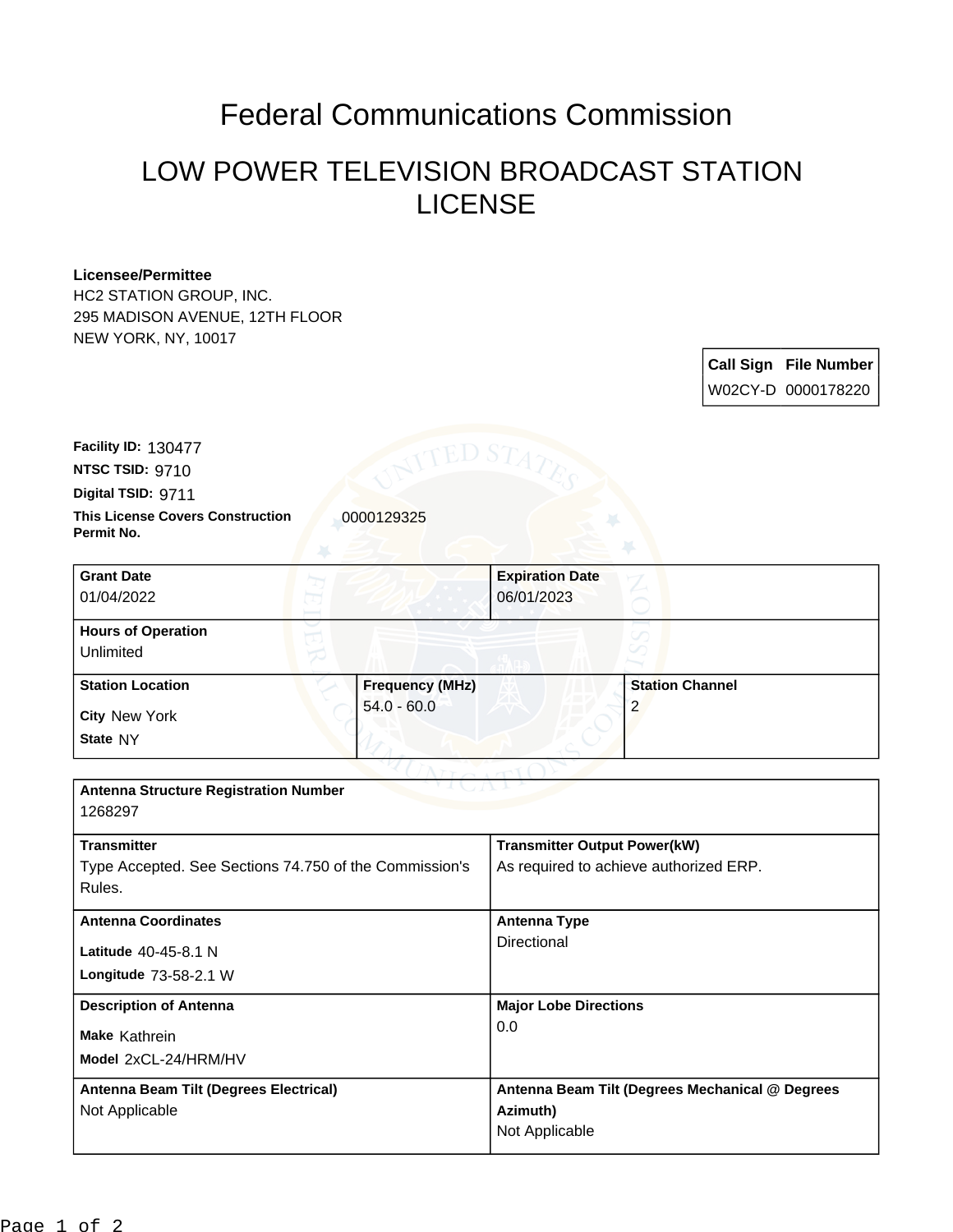# Federal Communications Commission

## LOW POWER TELEVISION BROADCAST STATION LICENSE

**Licensee/Permittee**
HC2 STATION GROUP, INC.
295 MADISON AVENUE, 12TH FLOOR
NEW YORK, NY, 10017

| Call Sign | File Number |
| --- | --- |
| W02CY-D | 0000178220 |

**Facility ID:** 130477
**NTSC TSID:** 9710
**Digital TSID:** 9711
**This License Covers Construction Permit No.** 0000129325

| **Grant Date** | **Expiration Date** |
| --- | --- |
| 01/04/2022 | 06/01/2023 |

**Hours of Operation**
Unlimited

| **Station Location** | **Frequency (MHz)** | **Station Channel** |
| --- | --- | --- |
| **City** New York<br>**State** NY | 54.0 - 60.0 | 2 |

**Antenna Structure Registration Number**
1268297

| **Transmitter** | **Transmitter Output Power(kW)** |
| --- | --- |
| Type Accepted. See Sections 74.750 of the Commission's Rules. | As required to achieve authorized ERP. |

| **Antenna Coordinates** | **Antenna Type** |
| --- | --- |
| **Latitude** 40-45-8.1 N<br>**Longitude** 73-58-2.1 W | Directional |

| **Description of Antenna** | **Major Lobe Directions** |
| --- | --- |
| **Make** Kathrein<br>**Model** 2xCL-24/HRM/HV | 0.0 |

| **Antenna Beam Tilt (Degrees Electrical)** | **Antenna Beam Tilt (Degrees Mechanical @ Degrees Azimuth)** |
| --- | --- |
| Not Applicable | Not Applicable |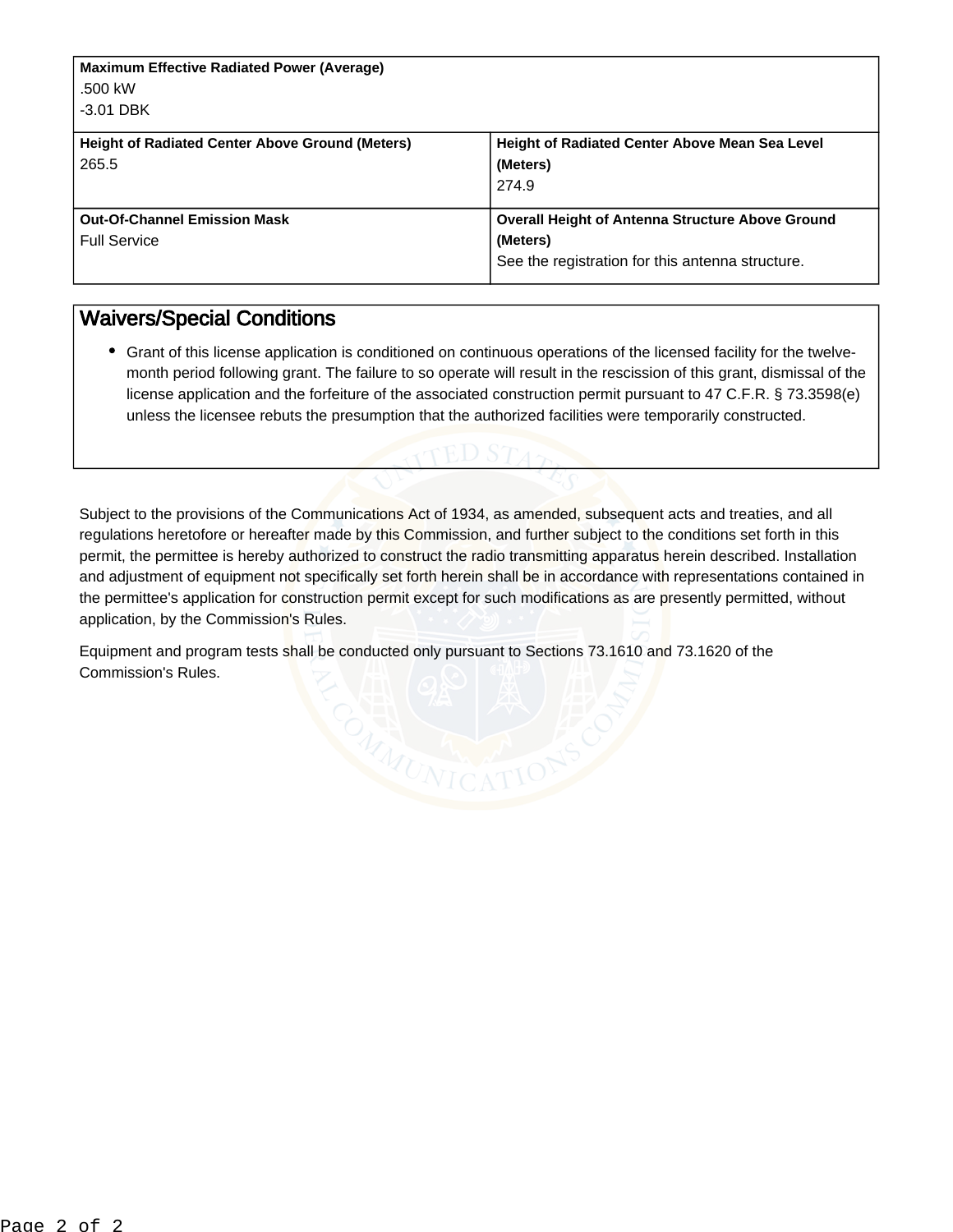| | |
|---|---|
| **Maximum Effective Radiated Power (Average)**<br>.500 kW<br>-3.01 DBK | |
| **Height of Radiated Center Above Ground (Meters)**<br>265.5 | **Height of Radiated Center Above Mean Sea Level (Meters)**<br>274.9 |
| **Out-Of-Channel Emission Mask**<br>Full Service | **Overall Height of Antenna Structure Above Ground (Meters)**<br>See the registration for this antenna structure. |

## Waivers/Special Conditions

- Grant of this license application is conditioned on continuous operations of the licensed facility for the twelve-month period following grant. The failure to so operate will result in the rescission of this grant, dismissal of the license application and the forfeiture of the associated construction permit pursuant to 47 C.F.R. § 73.3598(e) unless the licensee rebuts the presumption that the authorized facilities were temporarily constructed.

Subject to the provisions of the Communications Act of 1934, as amended, subsequent acts and treaties, and all regulations heretofore or hereafter made by this Commission, and further subject to the conditions set forth in this permit, the permittee is hereby authorized to construct the radio transmitting apparatus herein described. Installation and adjustment of equipment not specifically set forth herein shall be in accordance with representations contained in the permittee's application for construction permit except for such modifications as are presently permitted, without application, by the Commission's Rules.

Equipment and program tests shall be conducted only pursuant to Sections 73.1610 and 73.1620 of the Commission's Rules.